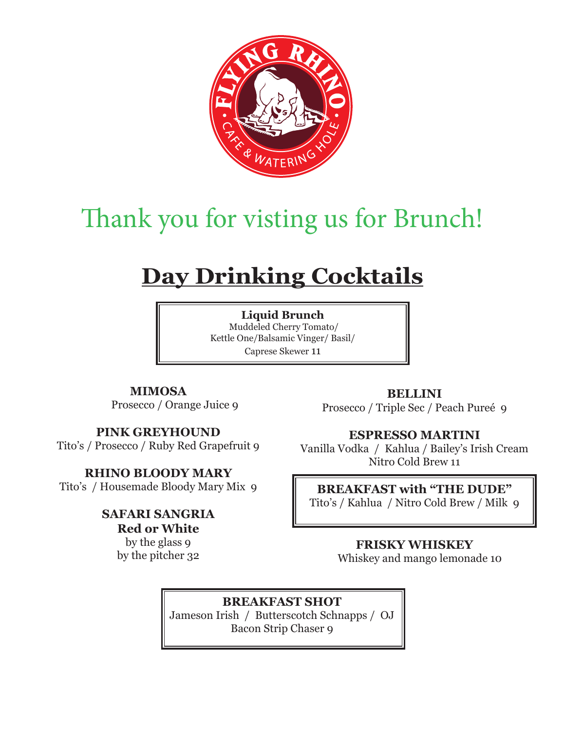FLYING RHINO
CAFE & WATERING HOLE

# Thank you for visting us for Brunch!

## Day Drinking Cocktails

**Liquid Brunch**
Muddeled Cherry Tomato/
Kettle One/Balsamic Vinger/ Basil/
Caprese Skewer 11

**MIMOSA**
Prosecco / Orange Juice 9

**PINK GREYHOUND**
Tito's / Prosecco / Ruby Red Grapefruit 9

**RHINO BLOODY MARY**
Tito's / Housemade Bloody Mary Mix 9

**SAFARI SANGRIA**
**Red or White**
by the glass 9
by the pitcher 32

**BELLINI**
Prosecco / Triple Sec / Peach Pureé 9

**ESPRESSO MARTINI**
Vanilla Vodka / Kahlua / Bailey's Irish Cream
Nitro Cold Brew 11

**BREAKFAST with "THE DUDE"**
Tito's / Kahlua / Nitro Cold Brew / Milk 9

**FRISKY WHISKEY**
Whiskey and mango lemonade 10

**BREAKFAST SHOT**
Jameson Irish / Butterscotch Schnapps / OJ
Bacon Strip Chaser 9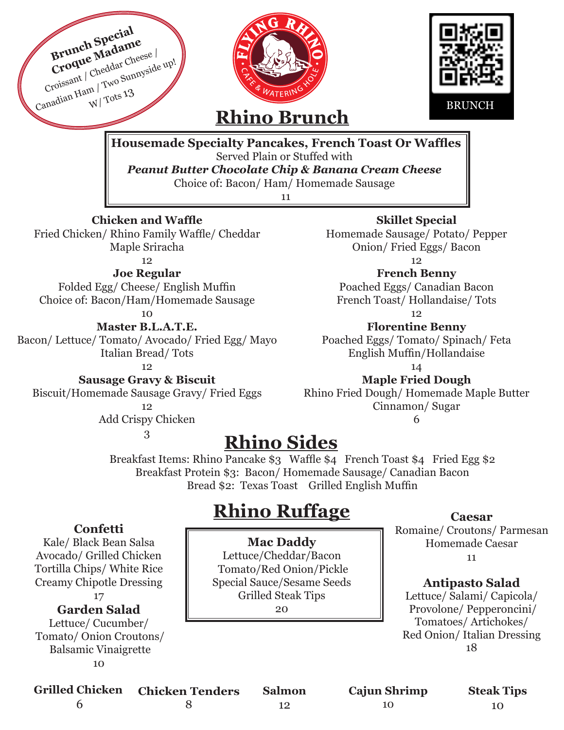**Brunch Special**
**Croque Madame**
Croissant / Cheddar Cheese /
Canadian Ham / Two Sunnyside up!
W/ Tots 13

FLYING RHINO CAFE & WATERING HOLE

BRUNCH

# Rhino Brunch

**Housemade Specialty Pancakes, French Toast Or Waffles**
Served Plain or Stuffed with
***Peanut Butter Chocolate Chip & Banana Cream Cheese***
Choice of: Bacon/ Ham/ Homemade Sausage
11

**Chicken and Waffle**
Fried Chicken/ Rhino Family Waffle/ Cheddar
Maple Sriracha
12

**Joe Regular**
Folded Egg/ Cheese/ English Muffin
Choice of: Bacon/Ham/Homemade Sausage
10

**Master B.L.A.T.E.**
Bacon/ Lettuce/ Tomato/ Avocado/ Fried Egg/ Mayo
Italian Bread/ Tots
12

**Sausage Gravy & Biscuit**
Biscuit/Homemade Sausage Gravy/ Fried Eggs
12
Add Crispy Chicken
3

**Skillet Special**
Homemade Sausage/ Potato/ Pepper
Onion/ Fried Eggs/ Bacon
12

**French Benny**
Poached Eggs/ Canadian Bacon
French Toast/ Hollandaise/ Tots
12

**Florentine Benny**
Poached Eggs/ Tomato/ Spinach/ Feta
English Muffin/Hollandaise
14

**Maple Fried Dough**
Rhino Fried Dough/ Homemade Maple Butter
Cinnamon/ Sugar
6

# Rhino Sides

Breakfast Items: Rhino Pancake $3 Waffle $4 French Toast $4 Fried Egg $2
Breakfast Protein $3: Bacon/ Homemade Sausage/ Canadian Bacon
Bread $2: Texas Toast Grilled English Muffin

# Rhino Ruffage

**Confetti**
Kale/ Black Bean Salsa
Avocado/ Grilled Chicken
Tortilla Chips/ White Rice
Creamy Chipotle Dressing
17

**Garden Salad**
Lettuce/ Cucumber/
Tomato/ Onion Croutons/
Balsamic Vinaigrette
10

**Mac Daddy**
Lettuce/Cheddar/Bacon
Tomato/Red Onion/Pickle
Special Sauce/Sesame Seeds
Grilled Steak Tips
20

**Caesar**
Romaine/ Croutons/ Parmesan
Homemade Caesar
11

**Antipasto Salad**
Lettuce/ Salami/ Capicola/
Provolone/ Pepperoncini/
Tomatoes/ Artichokes/
Red Onion/ Italian Dressing
18

| Grilled Chicken | Chicken Tenders | Salmon | Cajun Shrimp | Steak Tips |
|---|---|---|---|---|
| 6 | 8 | 12 | 10 | 10 |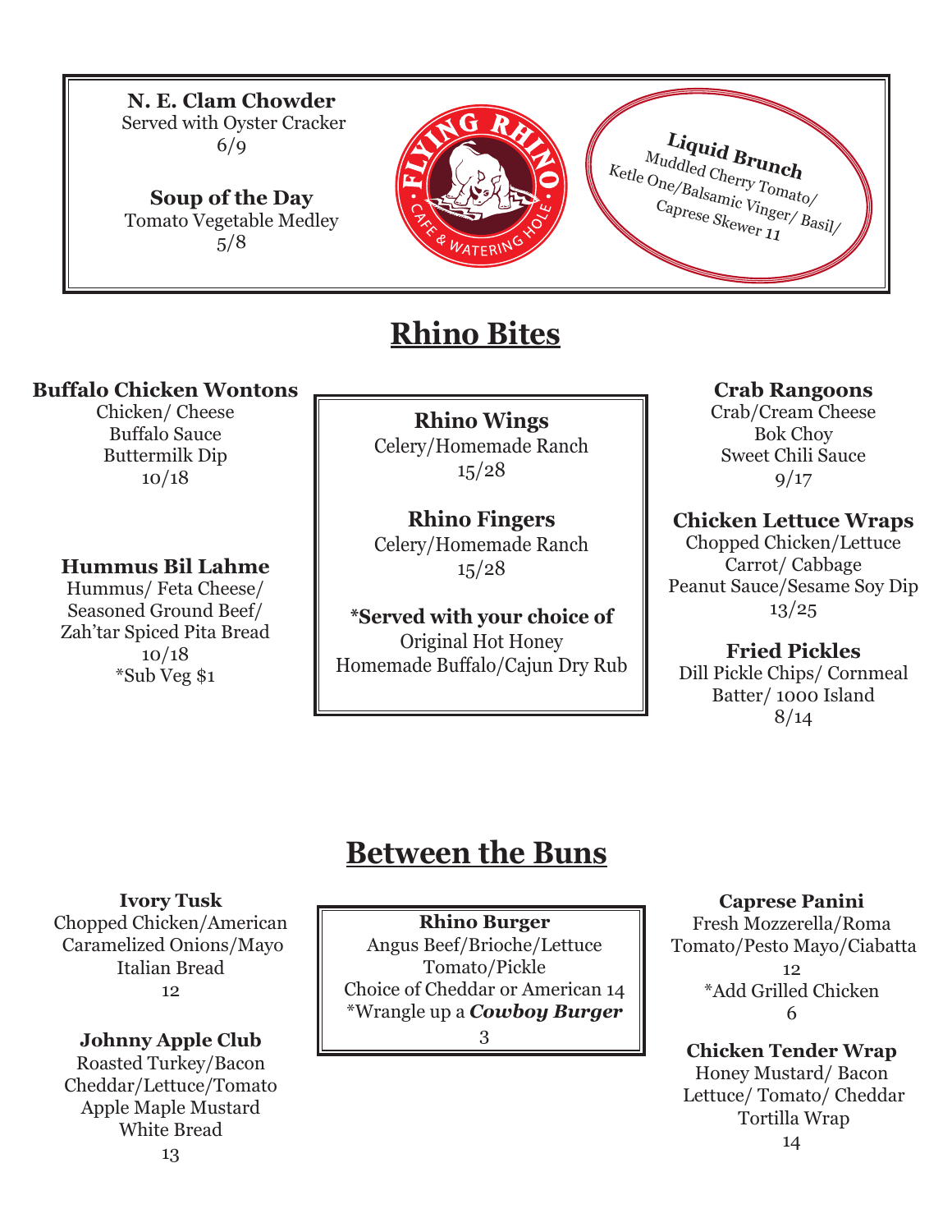**N. E. Clam Chowder**
Served with Oyster Cracker
6/9

**Soup of the Day**
Tomato Vegetable Medley
5/8

**Liquid Brunch**
Muddled Cherry Tomato/
Ketle One/Balsamic Vinger/ Basil/
Caprese Skewer 11

# Rhino Bites

**Buffalo Chicken Wontons**
Chicken/ Cheese
Buffalo Sauce
Buttermilk Dip
10/18

**Hummus Bil Lahme**
Hummus/ Feta Cheese/
Seasoned Ground Beef/
Zah'tar Spiced Pita Bread
10/18
*Sub Veg $1

**Rhino Wings**
Celery/Homemade Ranch
15/28

**Rhino Fingers**
Celery/Homemade Ranch
15/28

**\*Served with your choice of**
Original Hot Honey
Homemade Buffalo/Cajun Dry Rub

**Crab Rangoons**
Crab/Cream Cheese
Bok Choy
Sweet Chili Sauce
9/17

**Chicken Lettuce Wraps**
Chopped Chicken/Lettuce
Carrot/ Cabbage
Peanut Sauce/Sesame Soy Dip
13/25

**Fried Pickles**
Dill Pickle Chips/ Cornmeal
Batter/ 1000 Island
8/14

# Between the Buns

**Ivory Tusk**
Chopped Chicken/American
Caramelized Onions/Mayo
Italian Bread
12

**Johnny Apple Club**
Roasted Turkey/Bacon
Cheddar/Lettuce/Tomato
Apple Maple Mustard
White Bread
13

**Rhino Burger**
Angus Beef/Brioche/Lettuce
Tomato/Pickle
Choice of Cheddar or American 14
*Wrangle up a ***Cowboy Burger***
3

**Caprese Panini**
Fresh Mozzerella/Roma
Tomato/Pesto Mayo/Ciabatta
12
*Add Grilled Chicken
6

**Chicken Tender Wrap**
Honey Mustard/ Bacon
Lettuce/ Tomato/ Cheddar
Tortilla Wrap
14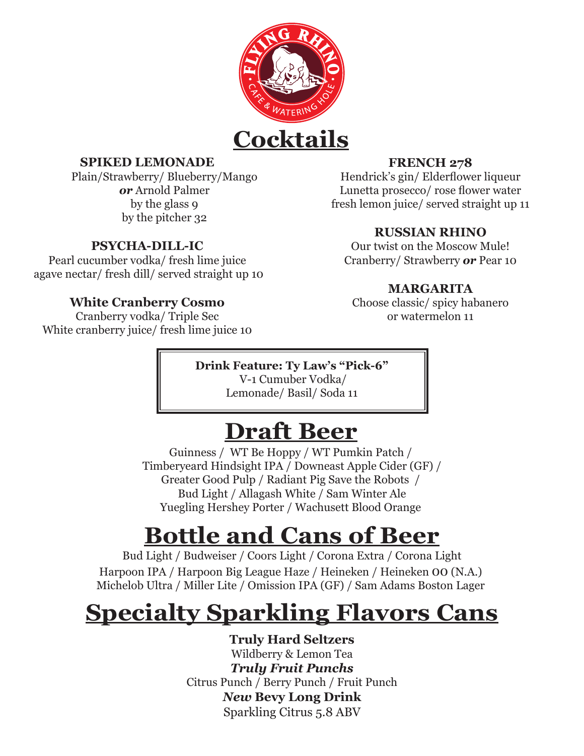# Cocktails

### SPIKED LEMONADE

Plain/Strawberry/ Blueberry/Mango
***or*** Arnold Palmer
by the glass 9
by the pitcher 32

### PSYCHA-DILL-IC

Pearl cucumber vodka/ fresh lime juice
agave nectar/ fresh dill/ served straight up 10

### White Cranberry Cosmo

Cranberry vodka/ Triple Sec
White cranberry juice/ fresh lime juice 10

### FRENCH 278

Hendrick's gin/ Elderflower liqueur
Lunetta prosecco/ rose flower water
fresh lemon juice/ served straight up 11

### RUSSIAN RHINO

Our twist on the Moscow Mule!
Cranberry/ Strawberry ***or*** Pear 10

### MARGARITA

Choose classic/ spicy habanero
or watermelon 11

**Drink Feature: Ty Law's "Pick-6"**
V-1 Cumuber Vodka/
Lemonade/ Basil/ Soda 11

# Draft Beer

Guinness / WT Be Hoppy / WT Pumkin Patch /
Timberyeard Hindsight IPA / Downeast Apple Cider (GF) /
Greater Good Pulp / Radiant Pig Save the Robots /
Bud Light / Allagash White / Sam Winter Ale
Yuegling Hershey Porter / Wachusett Blood Orange

# Bottle and Cans of Beer

Bud Light / Budweiser / Coors Light / Corona Extra / Corona Light
Harpoon IPA / Harpoon Big League Haze / Heineken / Heineken 00 (N.A.)
Michelob Ultra / Miller Lite / Omission IPA (GF) / Sam Adams Boston Lager

# Specialty Sparkling Flavors Cans

**Truly Hard Seltzers**
Wildberry & Lemon Tea
***Truly Fruit Punchs***
Citrus Punch / Berry Punch / Fruit Punch
***New* Bevy Long Drink**
Sparkling Citrus 5.8 ABV